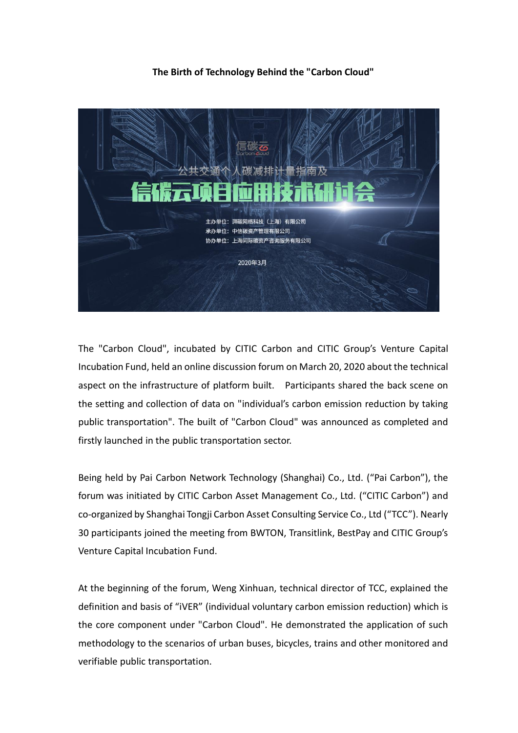**The Birth of Technology Behind the "Carbon Cloud"**

The "Carbon Cloud", incubated by CITIC Carbon and CITIC Group's Venture Capital Incubation Fund, held an online discussion forum on March 20, 2020 about the technical aspect on the infrastructure of platform built. Participants shared the back scene on the setting and collection of data on "individual's carbon emission reduction by taking public transportation". The built of "Carbon Cloud" was announced as completed and firstly launched in the public transportation sector.

Being held by Pai Carbon Network Technology (Shanghai) Co., Ltd. ("Pai Carbon"), the forum was initiated by CITIC Carbon Asset Management Co., Ltd. ("CITIC Carbon") and co-organized by Shanghai Tongji Carbon Asset Consulting Service Co., Ltd ("TCC"). Nearly 30 participants joined the meeting from BWTON, Transitlink, BestPay and CITIC Group's Venture Capital Incubation Fund.

At the beginning of the forum, Weng Xinhuan, technical director of TCC, explained the definition and basis of "iVER" (individual voluntary carbon emission reduction) which is the core component under "Carbon Cloud". He demonstrated the application of such methodology to the scenarios of urban buses, bicycles, trains and other monitored and verifiable public transportation.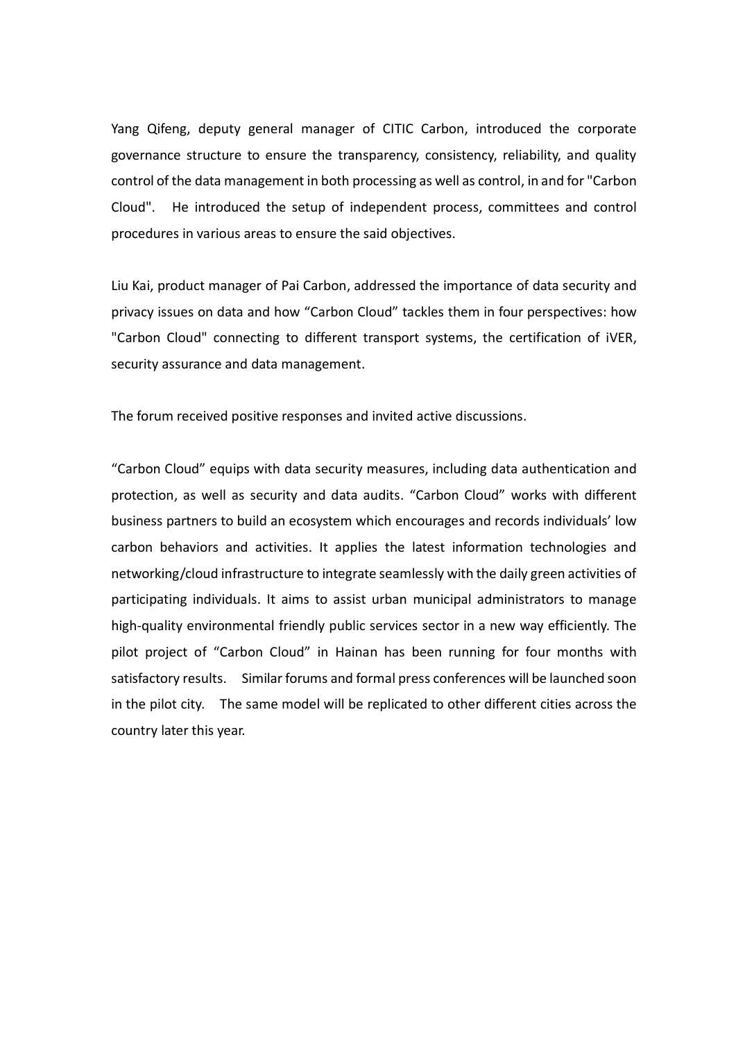Yang Qifeng, deputy general manager of CITIC Carbon, introduced the corporate governance structure to ensure the transparency, consistency, reliability, and quality control of the data management in both processing as well as control, in and for "Carbon Cloud". He introduced the setup of independent process, committees and control procedures in various areas to ensure the said objectives.

Liu Kai, product manager of Pai Carbon, addressed the importance of data security and privacy issues on data and how "Carbon Cloud" tackles them in four perspectives: how "Carbon Cloud" connecting to different transport systems, the certification of iVER, security assurance and data management.

The forum received positive responses and invited active discussions.

"Carbon Cloud" equips with data security measures, including data authentication and protection, as well as security and data audits. "Carbon Cloud" works with different business partners to build an ecosystem which encourages and records individuals' low carbon behaviors and activities. It applies the latest information technologies and networking/cloud infrastructure to integrate seamlessly with the daily green activities of participating individuals. It aims to assist urban municipal administrators to manage high-quality environmental friendly public services sector in a new way efficiently. The pilot project of "Carbon Cloud" in Hainan has been running for four months with satisfactory results. Similar forums and formal press conferences will be launched soon in the pilot city. The same model will be replicated to other different cities across the country later this year.